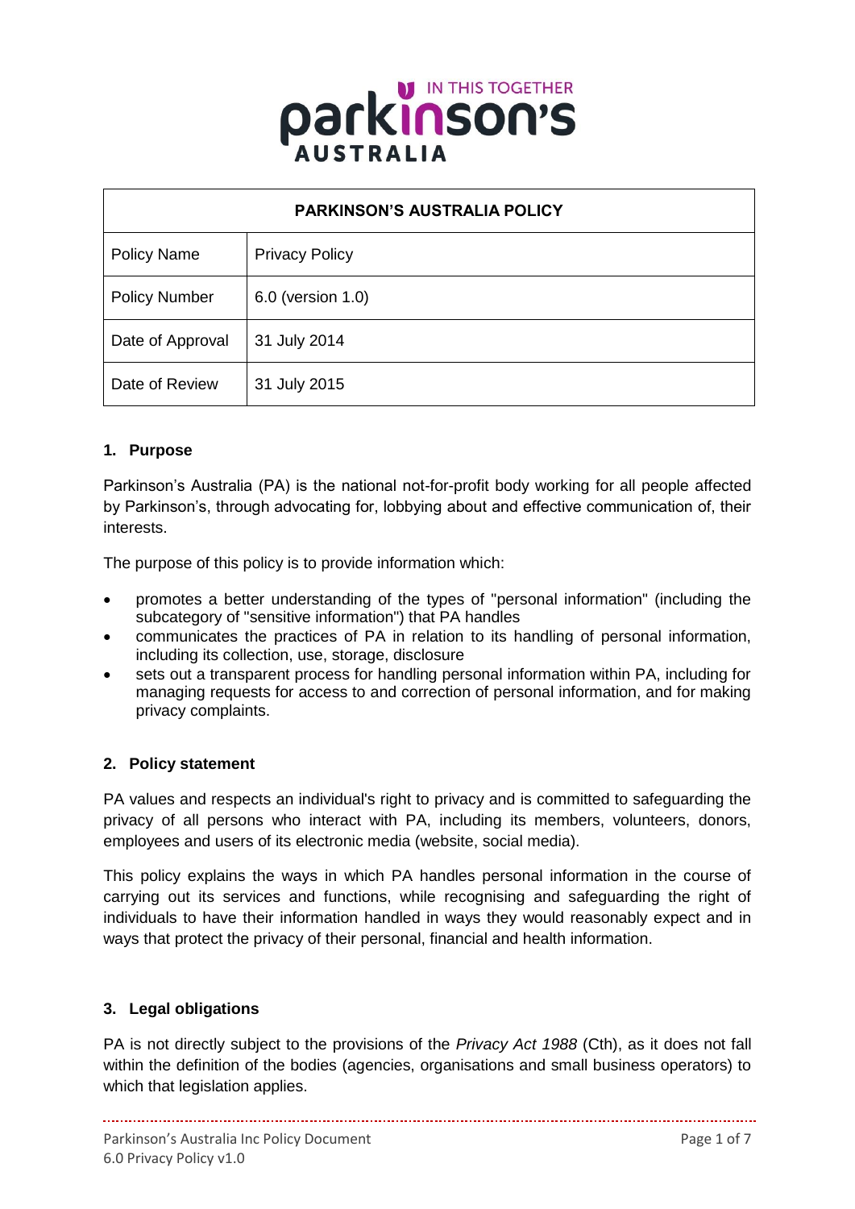| PARKINSON'S AUSTRALIA POLICY | |
| --- | --- |
| Policy Name | Privacy Policy |
| Policy Number | 6.0 (version 1.0) |
| Date of Approval | 31 July 2014 |
| Date of Review | 31 July 2015 |

## 1. Purpose

Parkinson's Australia (PA) is the national not-for-profit body working for all people affected by Parkinson's, through advocating for, lobbying about and effective communication of, their interests.

The purpose of this policy is to provide information which:

- promotes a better understanding of the types of "personal information" (including the subcategory of "sensitive information") that PA handles
- communicates the practices of PA in relation to its handling of personal information, including its collection, use, storage, disclosure
- sets out a transparent process for handling personal information within PA, including for managing requests for access to and correction of personal information, and for making privacy complaints.

## 2. Policy statement

PA values and respects an individual's right to privacy and is committed to safeguarding the privacy of all persons who interact with PA, including its members, volunteers, donors, employees and users of its electronic media (website, social media).

This policy explains the ways in which PA handles personal information in the course of carrying out its services and functions, while recognising and safeguarding the right of individuals to have their information handled in ways they would reasonably expect and in ways that protect the privacy of their personal, financial and health information.

## 3. Legal obligations

PA is not directly subject to the provisions of the *Privacy Act 1988* (Cth), as it does not fall within the definition of the bodies (agencies, organisations and small business operators) to which that legislation applies.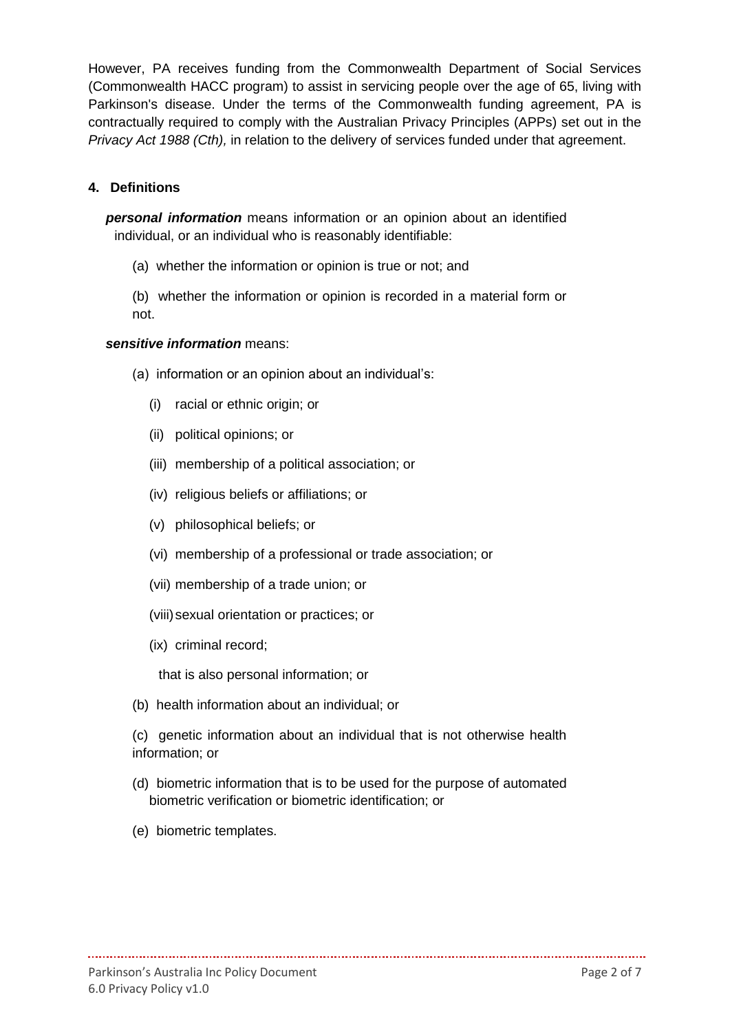However, PA receives funding from the Commonwealth Department of Social Services (Commonwealth HACC program) to assist in servicing people over the age of 65, living with Parkinson's disease. Under the terms of the Commonwealth funding agreement, PA is contractually required to comply with the Australian Privacy Principles (APPs) set out in the *Privacy Act 1988 (Cth),* in relation to the delivery of services funded under that agreement.

## 4. Definitions

***personal information*** means information or an opinion about an identified individual, or an individual who is reasonably identifiable:

(a) whether the information or opinion is true or not; and

(b) whether the information or opinion is recorded in a material form or not.

***sensitive information*** means:

(a) information or an opinion about an individual's:

- (i) racial or ethnic origin; or
- (ii) political opinions; or
- (iii) membership of a political association; or
- (iv) religious beliefs or affiliations; or
- (v) philosophical beliefs; or
- (vi) membership of a professional or trade association; or
- (vii) membership of a trade union; or
- (viii) sexual orientation or practices; or
- (ix) criminal record;

that is also personal information; or

(b) health information about an individual; or

(c) genetic information about an individual that is not otherwise health information; or

(d) biometric information that is to be used for the purpose of automated biometric verification or biometric identification; or

(e) biometric templates.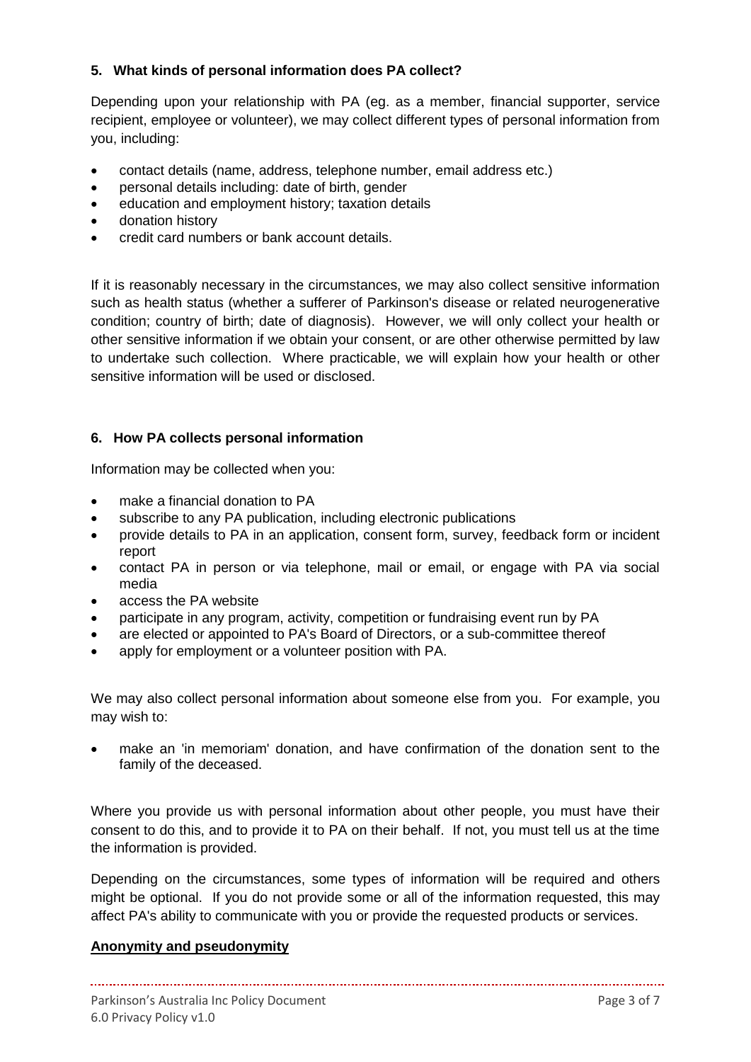### 5. What kinds of personal information does PA collect?

Depending upon your relationship with PA (eg. as a member, financial supporter, service recipient, employee or volunteer), we may collect different types of personal information from you, including:

- contact details (name, address, telephone number, email address etc.)
- personal details including: date of birth, gender
- education and employment history; taxation details
- donation history
- credit card numbers or bank account details.

If it is reasonably necessary in the circumstances, we may also collect sensitive information such as health status (whether a sufferer of Parkinson's disease or related neurogenerative condition; country of birth; date of diagnosis). However, we will only collect your health or other sensitive information if we obtain your consent, or are other otherwise permitted by law to undertake such collection. Where practicable, we will explain how your health or other sensitive information will be used or disclosed.

### 6. How PA collects personal information

Information may be collected when you:

- make a financial donation to PA
- subscribe to any PA publication, including electronic publications
- provide details to PA in an application, consent form, survey, feedback form or incident report
- contact PA in person or via telephone, mail or email, or engage with PA via social media
- access the PA website
- participate in any program, activity, competition or fundraising event run by PA
- are elected or appointed to PA's Board of Directors, or a sub-committee thereof
- apply for employment or a volunteer position with PA.

We may also collect personal information about someone else from you. For example, you may wish to:

- make an 'in memoriam' donation, and have confirmation of the donation sent to the family of the deceased.

Where you provide us with personal information about other people, you must have their consent to do this, and to provide it to PA on their behalf. If not, you must tell us at the time the information is provided.

Depending on the circumstances, some types of information will be required and others might be optional. If you do not provide some or all of the information requested, this may affect PA's ability to communicate with you or provide the requested products or services.

**Anonymity and pseudonymity**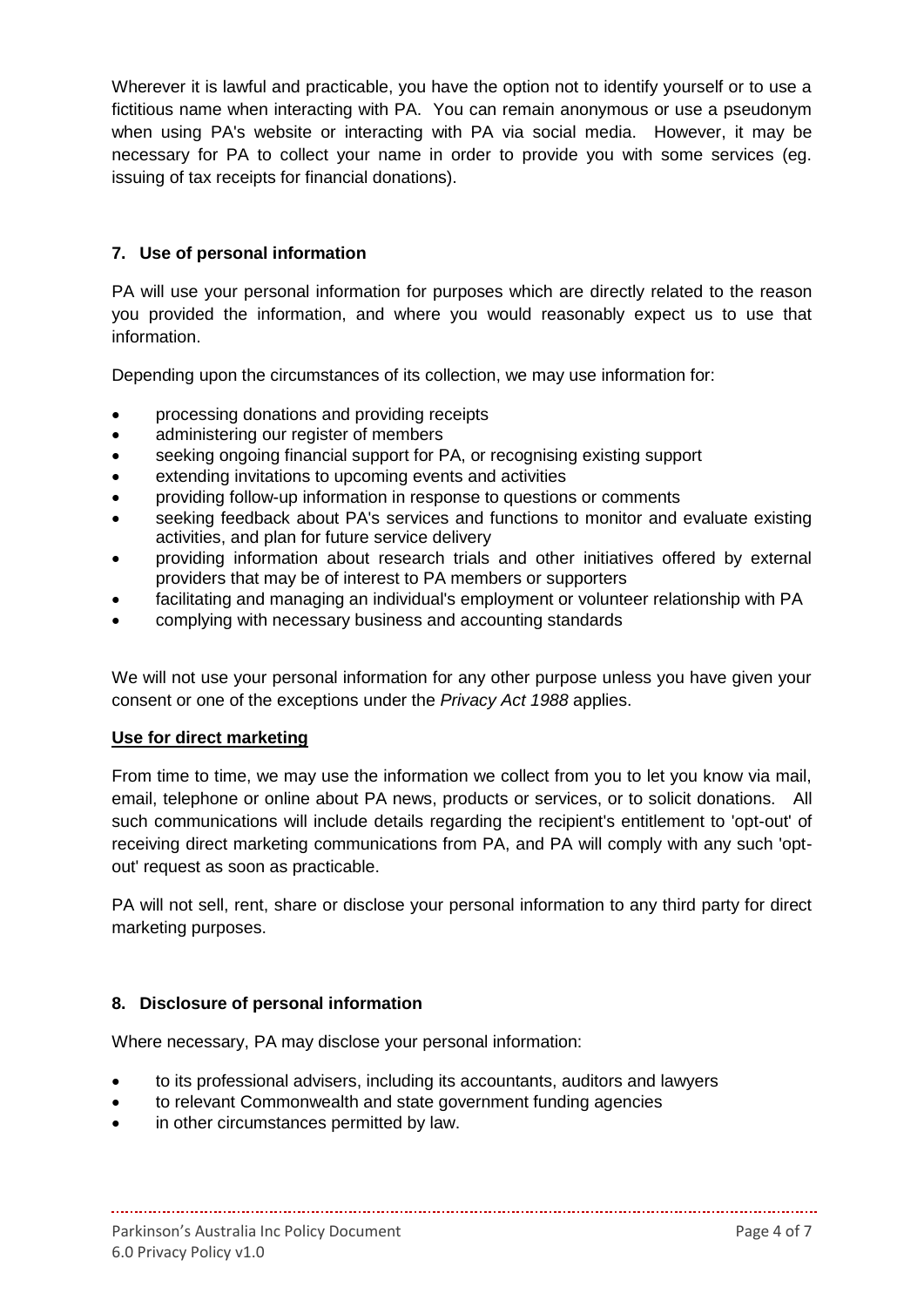Wherever it is lawful and practicable, you have the option not to identify yourself or to use a fictitious name when interacting with PA. You can remain anonymous or use a pseudonym when using PA's website or interacting with PA via social media. However, it may be necessary for PA to collect your name in order to provide you with some services (eg. issuing of tax receipts for financial donations).

## 7. Use of personal information

PA will use your personal information for purposes which are directly related to the reason you provided the information, and where you would reasonably expect us to use that information.

Depending upon the circumstances of its collection, we may use information for:

- processing donations and providing receipts
- administering our register of members
- seeking ongoing financial support for PA, or recognising existing support
- extending invitations to upcoming events and activities
- providing follow-up information in response to questions or comments
- seeking feedback about PA's services and functions to monitor and evaluate existing activities, and plan for future service delivery
- providing information about research trials and other initiatives offered by external providers that may be of interest to PA members or supporters
- facilitating and managing an individual's employment or volunteer relationship with PA
- complying with necessary business and accounting standards

We will not use your personal information for any other purpose unless you have given your consent or one of the exceptions under the *Privacy Act 1988* applies.

**Use for direct marketing**

From time to time, we may use the information we collect from you to let you know via mail, email, telephone or online about PA news, products or services, or to solicit donations. All such communications will include details regarding the recipient's entitlement to 'opt-out' of receiving direct marketing communications from PA, and PA will comply with any such 'opt-out' request as soon as practicable.

PA will not sell, rent, share or disclose your personal information to any third party for direct marketing purposes.

## 8. Disclosure of personal information

Where necessary, PA may disclose your personal information:

- to its professional advisers, including its accountants, auditors and lawyers
- to relevant Commonwealth and state government funding agencies
- in other circumstances permitted by law.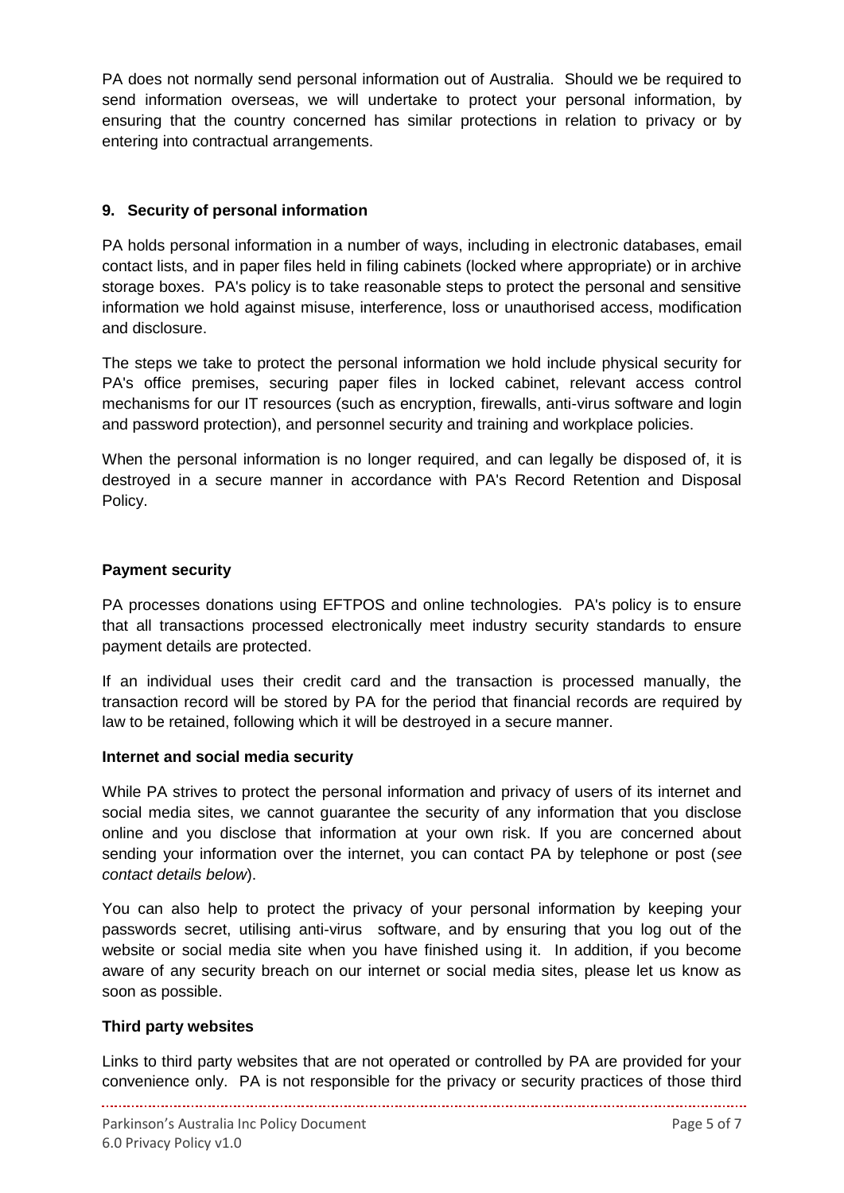PA does not normally send personal information out of Australia. Should we be required to send information overseas, we will undertake to protect your personal information, by ensuring that the country concerned has similar protections in relation to privacy or by entering into contractual arrangements.

## 9. Security of personal information

PA holds personal information in a number of ways, including in electronic databases, email contact lists, and in paper files held in filing cabinets (locked where appropriate) or in archive storage boxes. PA's policy is to take reasonable steps to protect the personal and sensitive information we hold against misuse, interference, loss or unauthorised access, modification and disclosure.

The steps we take to protect the personal information we hold include physical security for PA's office premises, securing paper files in locked cabinet, relevant access control mechanisms for our IT resources (such as encryption, firewalls, anti-virus software and login and password protection), and personnel security and training and workplace policies.

When the personal information is no longer required, and can legally be disposed of, it is destroyed in a secure manner in accordance with PA's Record Retention and Disposal Policy.

### Payment security

PA processes donations using EFTPOS and online technologies. PA's policy is to ensure that all transactions processed electronically meet industry security standards to ensure payment details are protected.

If an individual uses their credit card and the transaction is processed manually, the transaction record will be stored by PA for the period that financial records are required by law to be retained, following which it will be destroyed in a secure manner.

### Internet and social media security

While PA strives to protect the personal information and privacy of users of its internet and social media sites, we cannot guarantee the security of any information that you disclose online and you disclose that information at your own risk. If you are concerned about sending your information over the internet, you can contact PA by telephone or post (*see contact details below*).

You can also help to protect the privacy of your personal information by keeping your passwords secret, utilising anti-virus software, and by ensuring that you log out of the website or social media site when you have finished using it. In addition, if you become aware of any security breach on our internet or social media sites, please let us know as soon as possible.

### Third party websites

Links to third party websites that are not operated or controlled by PA are provided for your convenience only. PA is not responsible for the privacy or security practices of those third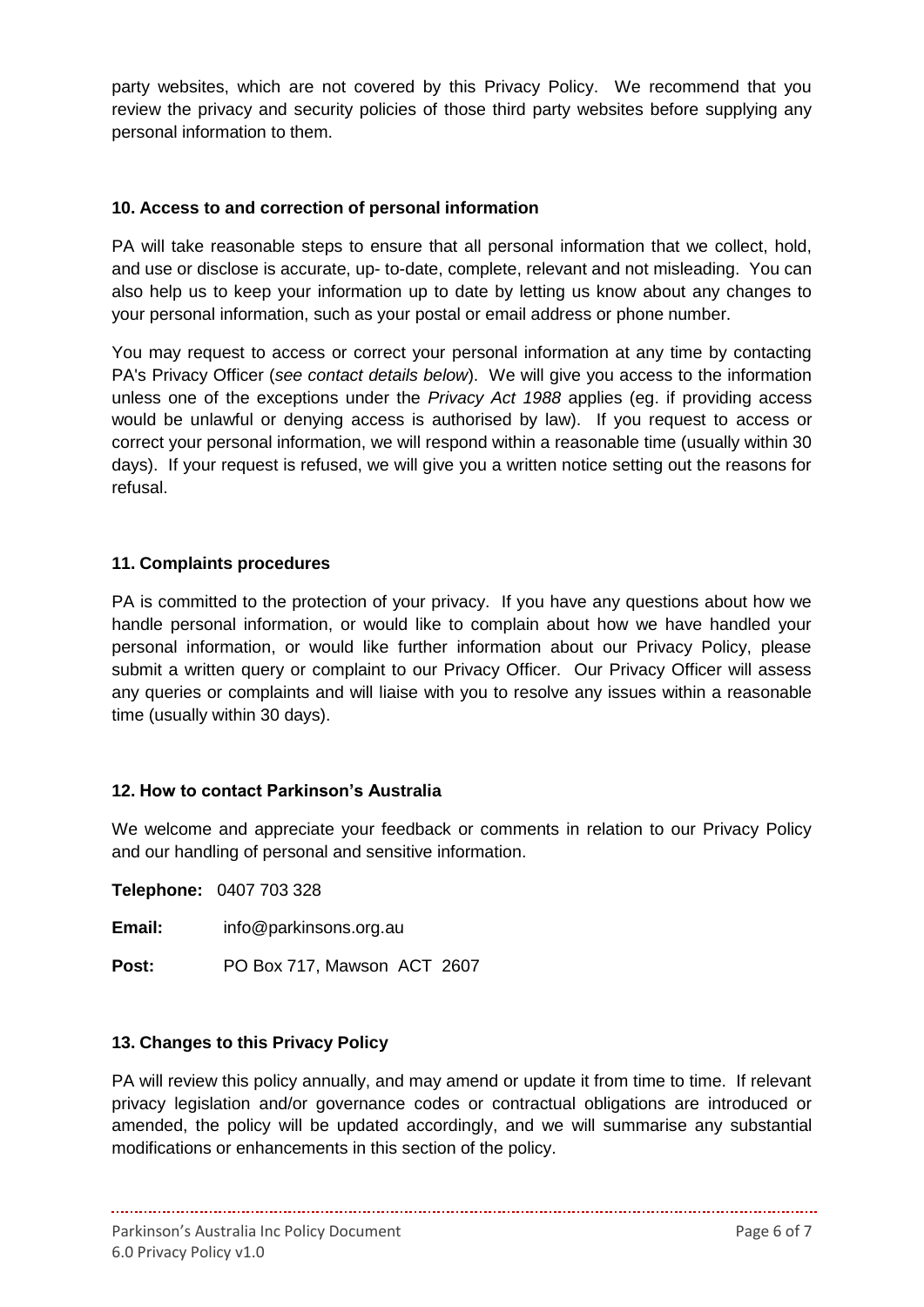party websites, which are not covered by this Privacy Policy. We recommend that you review the privacy and security policies of those third party websites before supplying any personal information to them.

### 10. Access to and correction of personal information

PA will take reasonable steps to ensure that all personal information that we collect, hold, and use or disclose is accurate, up- to-date, complete, relevant and not misleading. You can also help us to keep your information up to date by letting us know about any changes to your personal information, such as your postal or email address or phone number.

You may request to access or correct your personal information at any time by contacting PA's Privacy Officer (*see contact details below*). We will give you access to the information unless one of the exceptions under the *Privacy Act 1988* applies (eg. if providing access would be unlawful or denying access is authorised by law). If you request to access or correct your personal information, we will respond within a reasonable time (usually within 30 days). If your request is refused, we will give you a written notice setting out the reasons for refusal.

### 11. Complaints procedures

PA is committed to the protection of your privacy. If you have any questions about how we handle personal information, or would like to complain about how we have handled your personal information, or would like further information about our Privacy Policy, please submit a written query or complaint to our Privacy Officer. Our Privacy Officer will assess any queries or complaints and will liaise with you to resolve any issues within a reasonable time (usually within 30 days).

### 12. How to contact Parkinson's Australia

We welcome and appreciate your feedback or comments in relation to our Privacy Policy and our handling of personal and sensitive information.

**Telephone:** 0407 703 328

**Email:** info@parkinsons.org.au

**Post:** PO Box 717, Mawson ACT 2607

### 13. Changes to this Privacy Policy

PA will review this policy annually, and may amend or update it from time to time. If relevant privacy legislation and/or governance codes or contractual obligations are introduced or amended, the policy will be updated accordingly, and we will summarise any substantial modifications or enhancements in this section of the policy.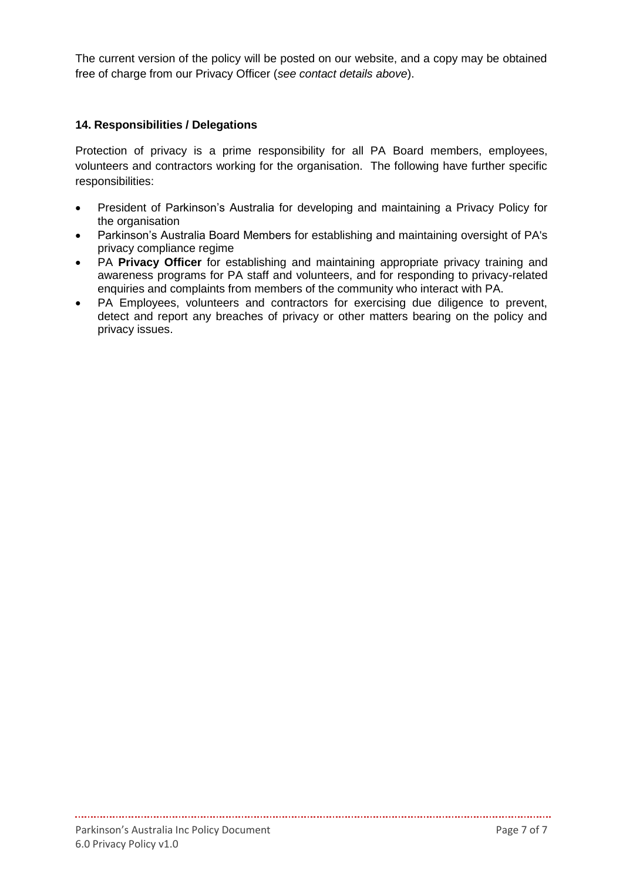The current version of the policy will be posted on our website, and a copy may be obtained free of charge from our Privacy Officer (*see contact details above*).

### 14. Responsibilities / Delegations

Protection of privacy is a prime responsibility for all PA Board members, employees, volunteers and contractors working for the organisation. The following have further specific responsibilities:

- President of Parkinson's Australia for developing and maintaining a Privacy Policy for the organisation
- Parkinson's Australia Board Members for establishing and maintaining oversight of PA's privacy compliance regime
- PA **Privacy Officer** for establishing and maintaining appropriate privacy training and awareness programs for PA staff and volunteers, and for responding to privacy-related enquiries and complaints from members of the community who interact with PA.
- PA Employees, volunteers and contractors for exercising due diligence to prevent, detect and report any breaches of privacy or other matters bearing on the policy and privacy issues.